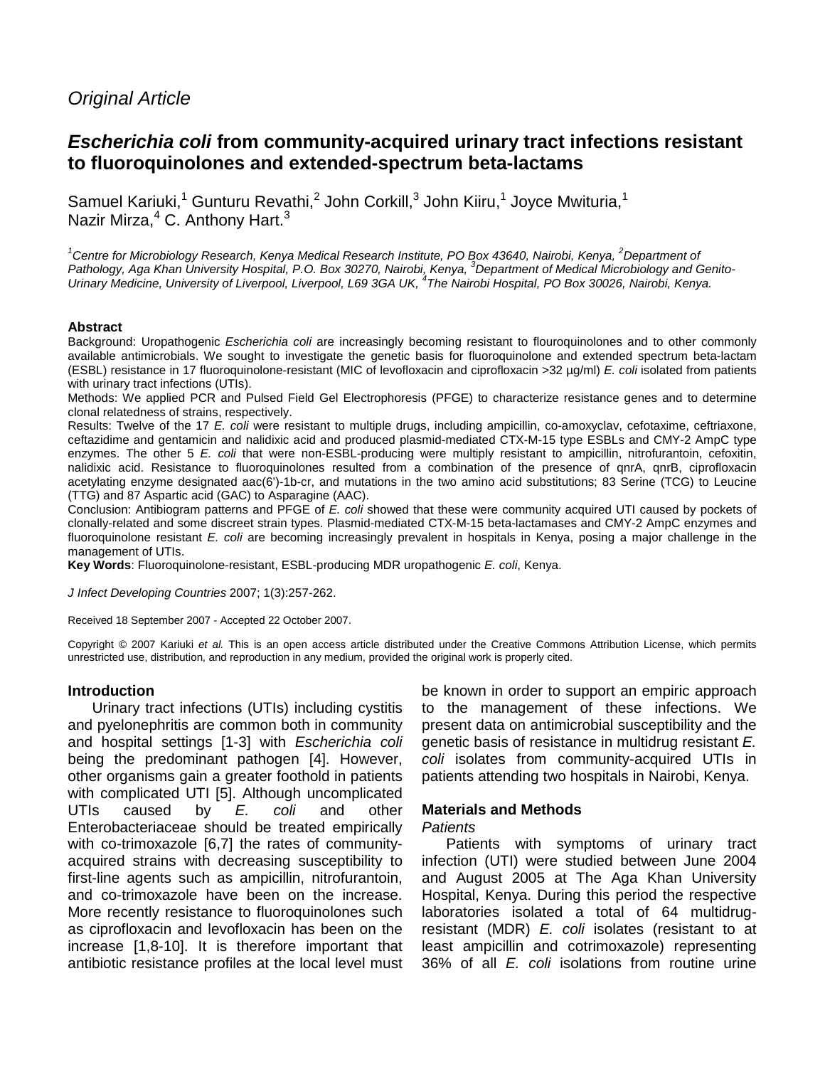*Original Article*

# ***Escherichia coli*** **from community-acquired urinary tract infections resistant to fluoroquinolones and extended-spectrum beta-lactams**

Samuel Kariuki,[1] Gunturu Revathi,[2] John Corkill,[3] John Kiiru,[1] Joyce Mwituria,[1] Nazir Mirza,[4] C. Anthony Hart.[3]

*[1]Centre for Microbiology Research, Kenya Medical Research Institute, PO Box 43640, Nairobi, Kenya, [2]Department of Pathology, Aga Khan University Hospital, P.O. Box 30270, Nairobi, Kenya, [3]Department of Medical Microbiology and Genito-Urinary Medicine, University of Liverpool, Liverpool, L69 3GA UK, [4]The Nairobi Hospital, PO Box 30026, Nairobi, Kenya.*

**Abstract**

Background: Uropathogenic *Escherichia coli* are increasingly becoming resistant to flouroquinolones and to other commonly available antimicrobials. We sought to investigate the genetic basis for fluoroquinolone and extended spectrum beta-lactam (ESBL) resistance in 17 fluoroquinolone-resistant (MIC of levofloxacin and ciprofloxacin >32 µg/ml) *E. coli* isolated from patients with urinary tract infections (UTIs).

Methods: We applied PCR and Pulsed Field Gel Electrophoresis (PFGE) to characterize resistance genes and to determine clonal relatedness of strains, respectively.

Results: Twelve of the 17 *E. coli* were resistant to multiple drugs, including ampicillin, co-amoxyclav, cefotaxime, ceftriaxone, ceftazidime and gentamicin and nalidixic acid and produced plasmid-mediated CTX-M-15 type ESBLs and CMY-2 AmpC type enzymes. The other 5 *E. coli* that were non-ESBL-producing were multiply resistant to ampicillin, nitrofurantoin, cefoxitin, nalidixic acid. Resistance to fluoroquinolones resulted from a combination of the presence of qnrA, qnrB, ciprofloxacin acetylating enzyme designated aac(6')-1b-cr, and mutations in the two amino acid substitutions; 83 Serine (TCG) to Leucine (TTG) and 87 Aspartic acid (GAC) to Asparagine (AAC).

Conclusion: Antibiogram patterns and PFGE of *E. coli* showed that these were community acquired UTI caused by pockets of clonally-related and some discreet strain types. Plasmid-mediated CTX-M-15 beta-lactamases and CMY-2 AmpC enzymes and fluoroquinolone resistant *E. coli* are becoming increasingly prevalent in hospitals in Kenya, posing a major challenge in the management of UTIs.

**Key Words**: Fluoroquinolone-resistant, ESBL-producing MDR uropathogenic *E. coli*, Kenya.

*J Infect Developing Countries* 2007; 1(3):257-262.

Received 18 September 2007 - Accepted 22 October 2007.

Copyright © 2007 Kariuki *et al.* This is an open access article distributed under the Creative Commons Attribution License, which permits unrestricted use, distribution, and reproduction in any medium, provided the original work is properly cited.

## Introduction

Urinary tract infections (UTIs) including cystitis and pyelonephritis are common both in community and hospital settings [1-3] with *Escherichia coli* being the predominant pathogen [4]. However, other organisms gain a greater foothold in patients with complicated UTI [5]. Although uncomplicated UTIs caused by *E. coli* and other Enterobacteriaceae should be treated empirically with co-trimoxazole [6,7] the rates of community-acquired strains with decreasing susceptibility to first-line agents such as ampicillin, nitrofurantoin, and co-trimoxazole have been on the increase. More recently resistance to fluoroquinolones such as ciprofloxacin and levofloxacin has been on the increase [1,8-10]. It is therefore important that antibiotic resistance profiles at the local level must be known in order to support an empiric approach to the management of these infections. We present data on antimicrobial susceptibility and the genetic basis of resistance in multidrug resistant *E. coli* isolates from community-acquired UTIs in patients attending two hospitals in Nairobi, Kenya.

## Materials and Methods

*Patients*

Patients with symptoms of urinary tract infection (UTI) were studied between June 2004 and August 2005 at The Aga Khan University Hospital, Kenya. During this period the respective laboratories isolated a total of 64 multidrug-resistant (MDR) *E. coli* isolates (resistant to at least ampicillin and cotrimoxazole) representing 36% of all *E. coli* isolations from routine urine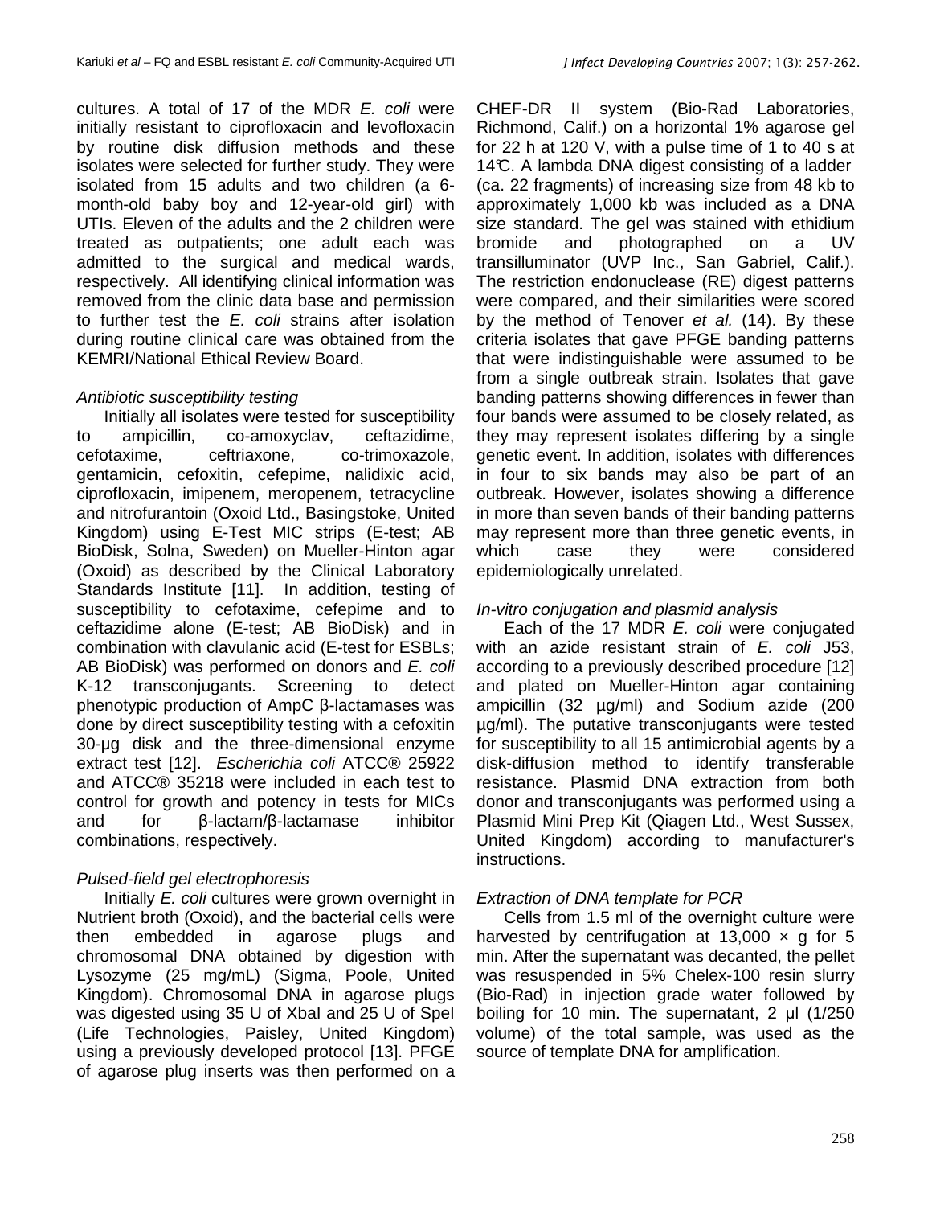cultures. A total of 17 of the MDR *E. coli* were initially resistant to ciprofloxacin and levofloxacin by routine disk diffusion methods and these isolates were selected for further study. They were isolated from 15 adults and two children (a 6-month-old baby boy and 12-year-old girl) with UTIs. Eleven of the adults and the 2 children were treated as outpatients; one adult each was admitted to the surgical and medical wards, respectively. All identifying clinical information was removed from the clinic data base and permission to further test the *E. coli* strains after isolation during routine clinical care was obtained from the KEMRI/National Ethical Review Board.

*Antibiotic susceptibility testing*

Initially all isolates were tested for susceptibility to ampicillin, co-amoxyclav, ceftazidime, cefotaxime, ceftriaxone, co-trimoxazole, gentamicin, cefoxitin, cefepime, nalidixic acid, ciprofloxacin, imipenem, meropenem, tetracycline and nitrofurantoin (Oxoid Ltd., Basingstoke, United Kingdom) using E-Test MIC strips (E-test; AB BioDisk, Solna, Sweden) on Mueller-Hinton agar (Oxoid) as described by the Clinical Laboratory Standards Institute [11]. In addition, testing of susceptibility to cefotaxime, cefepime and to ceftazidime alone (E-test; AB BioDisk) and in combination with clavulanic acid (E-test for ESBLs; AB BioDisk) was performed on donors and *E. coli* K-12 transconjugants. Screening to detect phenotypic production of AmpC β-lactamases was done by direct susceptibility testing with a cefoxitin 30-µg disk and the three-dimensional enzyme extract test [12]. *Escherichia coli* ATCC® 25922 and ATCC® 35218 were included in each test to control for growth and potency in tests for MICs and for β-lactam/β-lactamase inhibitor combinations, respectively.

*Pulsed-field gel electrophoresis*

Initially *E. coli* cultures were grown overnight in Nutrient broth (Oxoid), and the bacterial cells were then embedded in agarose plugs and chromosomal DNA obtained by digestion with Lysozyme (25 mg/mL) (Sigma, Poole, United Kingdom). Chromosomal DNA in agarose plugs was digested using 35 U of XbaI and 25 U of SpeI (Life Technologies, Paisley, United Kingdom) using a previously developed protocol [13]. PFGE of agarose plug inserts was then performed on a CHEF-DR II system (Bio-Rad Laboratories, Richmond, Calif.) on a horizontal 1% agarose gel for 22 h at 120 V, with a pulse time of 1 to 40 s at 14℃. A lambda DNA digest consisting of a ladder (ca. 22 fragments) of increasing size from 48 kb to approximately 1,000 kb was included as a DNA size standard. The gel was stained with ethidium bromide and photographed on a UV transilluminator (UVP Inc., San Gabriel, Calif.). The restriction endonuclease (RE) digest patterns were compared, and their similarities were scored by the method of Tenover *et al.* (14). By these criteria isolates that gave PFGE banding patterns that were indistinguishable were assumed to be from a single outbreak strain. Isolates that gave banding patterns showing differences in fewer than four bands were assumed to be closely related, as they may represent isolates differing by a single genetic event. In addition, isolates with differences in four to six bands may also be part of an outbreak. However, isolates showing a difference in more than seven bands of their banding patterns may represent more than three genetic events, in which case they were considered epidemiologically unrelated.

*In-vitro conjugation and plasmid analysis*

Each of the 17 MDR *E. coli* were conjugated with an azide resistant strain of *E. coli* J53, according to a previously described procedure [12] and plated on Mueller-Hinton agar containing ampicillin (32 µg/ml) and Sodium azide (200 µg/ml). The putative transconjugants were tested for susceptibility to all 15 antimicrobial agents by a disk-diffusion method to identify transferable resistance. Plasmid DNA extraction from both donor and transconjugants was performed using a Plasmid Mini Prep Kit (Qiagen Ltd., West Sussex, United Kingdom) according to manufacturer's instructions.

*Extraction of DNA template for PCR*

Cells from 1.5 ml of the overnight culture were harvested by centrifugation at 13,000 × g for 5 min. After the supernatant was decanted, the pellet was resuspended in 5% Chelex-100 resin slurry (Bio-Rad) in injection grade water followed by boiling for 10 min. The supernatant, 2 µl (1/250 volume) of the total sample, was used as the source of template DNA for amplification.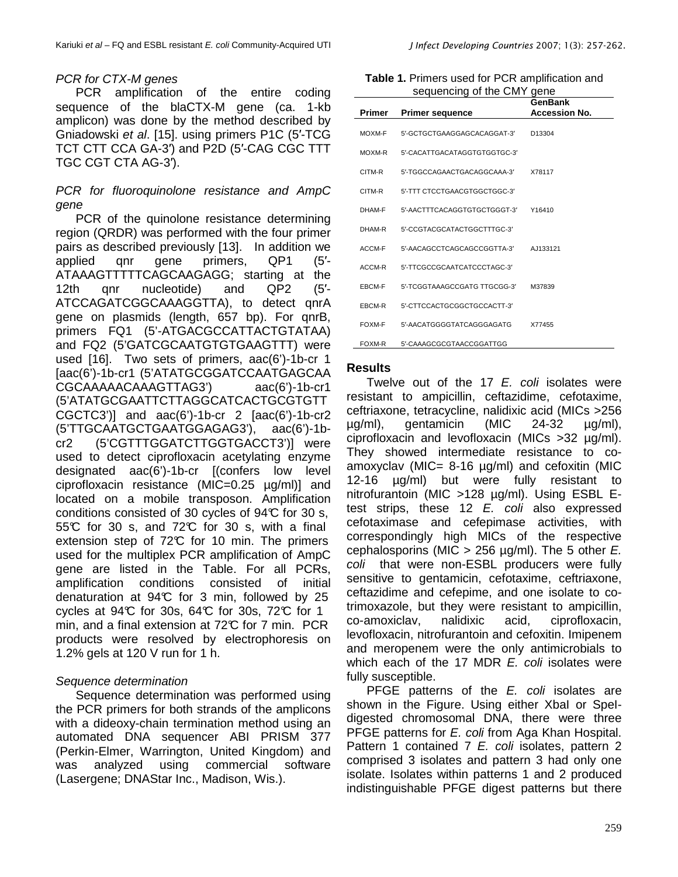### *PCR for CTX-M genes*

PCR amplification of the entire coding sequence of the blaCTX-M gene (ca. 1-kb amplicon) was done by the method described by Gniadowski *et al*. [15]. using primers P1C (5′-TCG TCT CTT CCA GA-3′) and P2D (5′-CAG CGC TTT TGC CGT CTA AG-3′).

### *PCR for fluoroquinolone resistance and AmpC gene*

PCR of the quinolone resistance determining region (QRDR) was performed with the four primer pairs as described previously [13]. In addition we applied qnr gene primers, QP1 (5′-ATAAAGTTTTTCAGCAAGAGG; starting at the 12th qnr nucleotide) and QP2 (5′-ATCCAGATCGGCAAAGGTTA), to detect qnrA gene on plasmids (length, 657 bp). For qnrB, primers FQ1 (5'-ATGACGCCATTACTGTATAA) and FQ2 (5'GATCGCAATGTGTGAAGTTT) were used [16]. Two sets of primers, aac(6')-1b-cr 1 [aac(6')-1b-cr1 (5'ATATGCGGATCCAATGAGCAACGCAAAAACAAAGTTAG3') aac(6')-1b-cr1 (5'ATATGCGAATTCTTAGGCATCACTGCGTGTTCGCTC3')] and aac(6')-1b-cr 2 [aac(6')-1b-cr2 (5'TTGCAATGCTGAATGGAGAG3'), aac(6')-1b-cr2 (5'CGTTTGGATCTTGGTGACCT3')] were used to detect ciprofloxacin acetylating enzyme designated aac(6')-1b-cr [(confers low level ciprofloxacin resistance (MIC=0.25 µg/ml)] and located on a mobile transposon. Amplification conditions consisted of 30 cycles of 94℃ for 30 s, 55℃ for 30 s, and 72℃ for 30 s, with a final extension step of 72℃ for 10 min. The primers used for the multiplex PCR amplification of AmpC gene are listed in the Table. For all PCRs, amplification conditions consisted of initial denaturation at 94℃ for 3 min, followed by 25 cycles at 94℃ for 30s, 64℃ for 30s, 72℃ for 1 min, and a final extension at 72℃ for 7 min. PCR products were resolved by electrophoresis on 1.2% gels at 120 V run for 1 h.

### *Sequence determination*

Sequence determination was performed using the PCR primers for both strands of the amplicons with a dideoxy-chain termination method using an automated DNA sequencer ABI PRISM 377 (Perkin-Elmer, Warrington, United Kingdom) and was analyzed using commercial software (Lasergene; DNAStar Inc., Madison, Wis.).

**Table 1.** Primers used for PCR amplification and sequencing of the CMY gene

| Primer | Primer sequence | GenBank Accession No. |
|---|---|---|
| MOXM-F | 5′-GCTGCTGAAGGAGCACAGGAT-3′ | D13304 |
| MOXM-R | 5′-CACATTGACATAGGTGTGGTGC-3′ | |
| CITM-R | 5′-TGGCCAGAACTGACAGGCAAA-3′ | X78117 |
| CITM-R | 5′-TTT CTCCTGAACGTGGCTGGC-3′ | |
| DHAM-F | 5′-AACTTTCACAGGTGTGCTGGGT-3′ | Y16410 |
| DHAM-R | 5′-CCGTACGCATACTGGCTTTGC-3′ | |
| ACCM-F | 5′-AACAGCCTCAGCAGCCGGTTA-3′ | AJ133121 |
| ACCM-R | 5′-TTCGCCGCAATCATCCCTAGC-3′ | |
| EBCM-F | 5′-TCGGTAAAGCCGATG TTGCGG-3′ | M37839 |
| EBCM-R | 5′-CTTCCACTGCGGCTGCCACTT-3′ | |
| FOXM-F | 5′-AACATGGGGTATCAGGGAGATG | X77455 |
| FOXM-R | 5′-CAAAGCGCGTAACCGGATTGG | |

## Results

Twelve out of the 17 *E. coli* isolates were resistant to ampicillin, ceftazidime, cefotaxime, ceftriaxone, tetracycline, nalidixic acid (MICs >256 µg/ml), gentamicin (MIC 24-32 µg/ml), ciprofloxacin and levofloxacin (MICs >32 µg/ml). They showed intermediate resistance to co-amoxyclav (MIC= 8-16 µg/ml) and cefoxitin (MIC 12-16 µg/ml) but were fully resistant to nitrofurantoin (MIC >128 µg/ml). Using ESBL E-test strips, these 12 *E. coli* also expressed cefotaximase and cefepimase activities, with correspondingly high MICs of the respective cephalosporins (MIC > 256 µg/ml). The 5 other *E. coli* that were non-ESBL producers were fully sensitive to gentamicin, cefotaxime, ceftriaxone, ceftazidime and cefepime, and one isolate to co-trimoxazole, but they were resistant to ampicillin, co-amoxiclav, nalidixic acid, ciprofloxacin, levofloxacin, nitrofurantoin and cefoxitin. Imipenem and meropenem were the only antimicrobials to which each of the 17 MDR *E. coli* isolates were fully susceptible.

PFGE patterns of the *E. coli* isolates are shown in the Figure. Using either XbaI or SpeI-digested chromosomal DNA, there were three PFGE patterns for *E. coli* from Aga Khan Hospital. Pattern 1 contained 7 *E. coli* isolates, pattern 2 comprised 3 isolates and pattern 3 had only one isolate. Isolates within patterns 1 and 2 produced indistinguishable PFGE digest patterns but there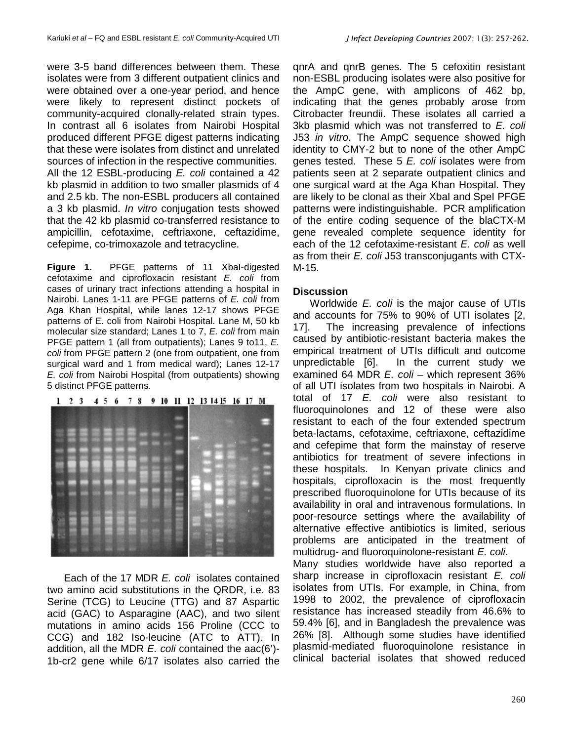were 3-5 band differences between them. These isolates were from 3 different outpatient clinics and were obtained over a one-year period, and hence were likely to represent distinct pockets of community-acquired clonally-related strain types. In contrast all 6 isolates from Nairobi Hospital produced different PFGE digest patterns indicating that these were isolates from distinct and unrelated sources of infection in the respective communities.

All the 12 ESBL-producing *E. coli* contained a 42 kb plasmid in addition to two smaller plasmids of 4 and 2.5 kb. The non-ESBL producers all contained a 3 kb plasmid. *In vitro* conjugation tests showed that the 42 kb plasmid co-transferred resistance to ampicillin, cefotaxime, ceftriaxone, ceftazidime, cefepime, co-trimoxazole and tetracycline.

**Figure 1.** PFGE patterns of 11 XbaI-digested cefotaxime and ciprofloxacin resistant *E. coli* from cases of urinary tract infections attending a hospital in Nairobi. Lanes 1-11 are PFGE patterns of *E. coli* from Aga Khan Hospital, while lanes 12-17 shows PFGE patterns of E. coli from Nairobi Hospital. Lane M, 50 kb molecular size standard; Lanes 1 to 7, *E. coli* from main PFGE pattern 1 (all from outpatients); Lanes 9 to11, *E. coli* from PFGE pattern 2 (one from outpatient, one from surgical ward and 1 from medical ward); Lanes 12-17 *E. coli* from Nairobi Hospital (from outpatients) showing 5 distinct PFGE patterns.

Each of the 17 MDR *E. coli* isolates contained two amino acid substitutions in the QRDR, i.e. 83 Serine (TCG) to Leucine (TTG) and 87 Aspartic acid (GAC) to Asparagine (AAC), and two silent mutations in amino acids 156 Proline (CCC to CCG) and 182 Iso-leucine (ATC to ATT). In addition, all the MDR *E. coli* contained the aac(6')-1b-cr2 gene while 6/17 isolates also carried the qnrA and qnrB genes. The 5 cefoxitin resistant non-ESBL producing isolates were also positive for the AmpC gene, with amplicons of 462 bp, indicating that the genes probably arose from Citrobacter freundii. These isolates all carried a 3kb plasmid which was not transferred to *E. coli* J53 *in vitro*. The AmpC sequence showed high identity to CMY-2 but to none of the other AmpC genes tested. These 5 *E. coli* isolates were from patients seen at 2 separate outpatient clinics and one surgical ward at the Aga Khan Hospital. They are likely to be clonal as their XbaI and SpeI PFGE patterns were indistinguishable. PCR amplification of the entire coding sequence of the blaCTX-M gene revealed complete sequence identity for each of the 12 cefotaxime-resistant *E. coli* as well as from their *E. coli* J53 transconjugants with CTX-M-15.

## Discussion

Worldwide *E. coli* is the major cause of UTIs and accounts for 75% to 90% of UTI isolates [2, 17]. The increasing prevalence of infections caused by antibiotic-resistant bacteria makes the empirical treatment of UTIs difficult and outcome unpredictable [6]. In the current study we examined 64 MDR *E. coli* – which represent 36% of all UTI isolates from two hospitals in Nairobi. A total of 17 *E. coli* were also resistant to fluoroquinolones and 12 of these were also resistant to each of the four extended spectrum beta-lactams, cefotaxime, ceftriaxone, ceftazidime and cefepime that form the mainstay of reserve antibiotics for treatment of severe infections in these hospitals. In Kenyan private clinics and hospitals, ciprofloxacin is the most frequently prescribed fluoroquinolone for UTIs because of its availability in oral and intravenous formulations. In poor-resource settings where the availability of alternative effective antibiotics is limited, serious problems are anticipated in the treatment of multidrug- and fluoroquinolone-resistant *E. coli*.

Many studies worldwide have also reported a sharp increase in ciprofloxacin resistant *E. coli* isolates from UTIs. For example, in China, from 1998 to 2002, the prevalence of ciprofloxacin resistance has increased steadily from 46.6% to 59.4% [6], and in Bangladesh the prevalence was 26% [8]. Although some studies have identified plasmid-mediated fluoroquinolone resistance in clinical bacterial isolates that showed reduced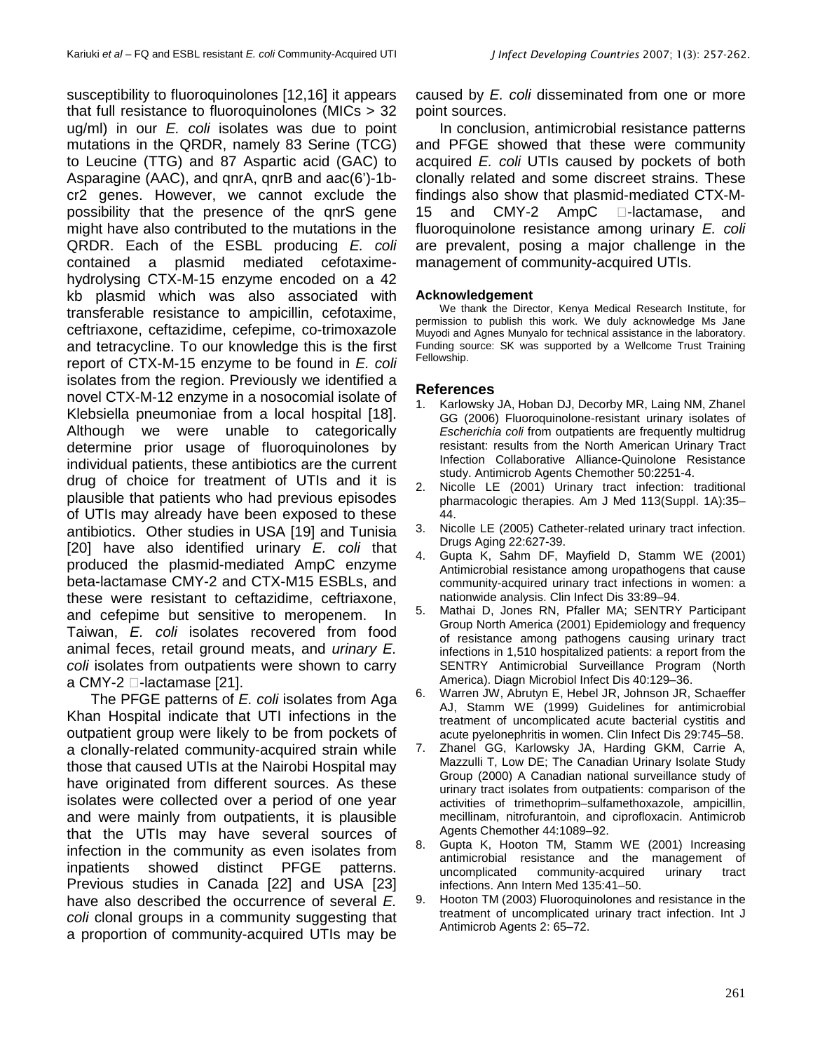susceptibility to fluoroquinolones [12,16] it appears that full resistance to fluoroquinolones (MICs > 32 ug/ml) in our *E. coli* isolates was due to point mutations in the QRDR, namely 83 Serine (TCG) to Leucine (TTG) and 87 Aspartic acid (GAC) to Asparagine (AAC), and qnrA, qnrB and aac(6')-1b-cr2 genes. However, we cannot exclude the possibility that the presence of the qnrS gene might have also contributed to the mutations in the QRDR. Each of the ESBL producing *E. coli* contained a plasmid mediated cefotaxime-hydrolysing CTX-M-15 enzyme encoded on a 42 kb plasmid which was also associated with transferable resistance to ampicillin, cefotaxime, ceftriaxone, ceftazidime, cefepime, co-trimoxazole and tetracycline. To our knowledge this is the first report of CTX-M-15 enzyme to be found in *E. coli* isolates from the region. Previously we identified a novel CTX-M-12 enzyme in a nosocomial isolate of Klebsiella pneumoniae from a local hospital [18]. Although we were unable to categorically determine prior usage of fluoroquinolones by individual patients, these antibiotics are the current drug of choice for treatment of UTIs and it is plausible that patients who had previous episodes of UTIs may already have been exposed to these antibiotics. Other studies in USA [19] and Tunisia [20] have also identified urinary *E. coli* that produced the plasmid-mediated AmpC enzyme beta-lactamase CMY-2 and CTX-M15 ESBLs, and these were resistant to ceftazidime, ceftriaxone, and cefepime but sensitive to meropenem. In Taiwan, *E. coli* isolates recovered from food animal feces, retail ground meats, and *urinary E. coli* isolates from outpatients were shown to carry a CMY-2 β-lactamase [21].

The PFGE patterns of *E. coli* isolates from Aga Khan Hospital indicate that UTI infections in the outpatient group were likely to be from pockets of a clonally-related community-acquired strain while those that caused UTIs at the Nairobi Hospital may have originated from different sources. As these isolates were collected over a period of one year and were mainly from outpatients, it is plausible that the UTIs may have several sources of infection in the community as even isolates from inpatients showed distinct PFGE patterns. Previous studies in Canada [22] and USA [23] have also described the occurrence of several *E. coli* clonal groups in a community suggesting that a proportion of community-acquired UTIs may be caused by *E. coli* disseminated from one or more point sources.

In conclusion, antimicrobial resistance patterns and PFGE showed that these were community acquired *E. coli* UTIs caused by pockets of both clonally related and some discreet strains. These findings also show that plasmid-mediated CTX-M-15 and CMY-2 AmpC β-lactamase, and fluoroquinolone resistance among urinary *E. coli* are prevalent, posing a major challenge in the management of community-acquired UTIs.

#### Acknowledgement

We thank the Director, Kenya Medical Research Institute, for permission to publish this work. We duly acknowledge Ms Jane Muyodi and Agnes Munyalo for technical assistance in the laboratory. Funding source: SK was supported by a Wellcome Trust Training Fellowship.

## References

1. Karlowsky JA, Hoban DJ, Decorby MR, Laing NM, Zhanel GG (2006) Fluoroquinolone-resistant urinary isolates of *Escherichia coli* from outpatients are frequently multidrug resistant: results from the North American Urinary Tract Infection Collaborative Alliance-Quinolone Resistance study. Antimicrob Agents Chemother 50:2251-4.
2. Nicolle LE (2001) Urinary tract infection: traditional pharmacologic therapies. Am J Med 113(Suppl. 1A):35–44.
3. Nicolle LE (2005) Catheter-related urinary tract infection. Drugs Aging 22:627-39.
4. Gupta K, Sahm DF, Mayfield D, Stamm WE (2001) Antimicrobial resistance among uropathogens that cause community-acquired urinary tract infections in women: a nationwide analysis. Clin Infect Dis 33:89–94.
5. Mathai D, Jones RN, Pfaller MA; SENTRY Participant Group North America (2001) Epidemiology and frequency of resistance among pathogens causing urinary tract infections in 1,510 hospitalized patients: a report from the SENTRY Antimicrobial Surveillance Program (North America). Diagn Microbiol Infect Dis 40:129–36.
6. Warren JW, Abrutyn E, Hebel JR, Johnson JR, Schaeffer AJ, Stamm WE (1999) Guidelines for antimicrobial treatment of uncomplicated acute bacterial cystitis and acute pyelonephritis in women. Clin Infect Dis 29:745–58.
7. Zhanel GG, Karlowsky JA, Harding GKM, Carrie A, Mazzulli T, Low DE; The Canadian Urinary Isolate Study Group (2000) A Canadian national surveillance study of urinary tract isolates from outpatients: comparison of the activities of trimethoprim–sulfamethoxazole, ampicillin, mecillinam, nitrofurantoin, and ciprofloxacin. Antimicrob Agents Chemother 44:1089–92.
8. Gupta K, Hooton TM, Stamm WE (2001) Increasing antimicrobial resistance and the management of uncomplicated community-acquired urinary tract infections. Ann Intern Med 135:41–50.
9. Hooton TM (2003) Fluoroquinolones and resistance in the treatment of uncomplicated urinary tract infection. Int J Antimicrob Agents 2: 65–72.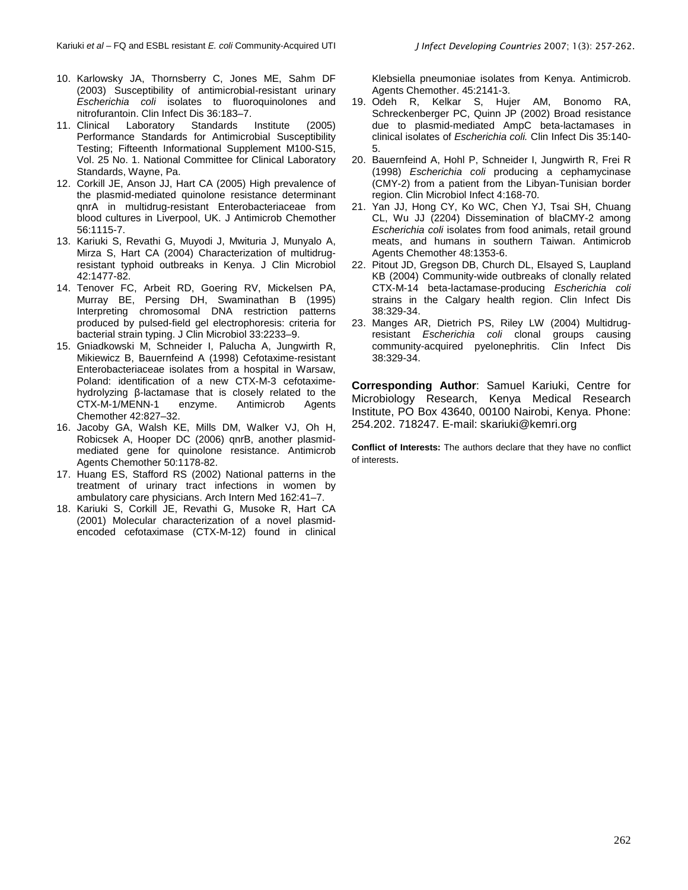10. Karlowsky JA, Thornsberry C, Jones ME, Sahm DF (2003) Susceptibility of antimicrobial-resistant urinary *Escherichia coli* isolates to fluoroquinolones and nitrofurantoin. Clin Infect Dis 36:183–7.
11. Clinical Laboratory Standards Institute (2005) Performance Standards for Antimicrobial Susceptibility Testing; Fifteenth Informational Supplement M100-S15, Vol. 25 No. 1. National Committee for Clinical Laboratory Standards, Wayne, Pa.
12. Corkill JE, Anson JJ, Hart CA (2005) High prevalence of the plasmid-mediated quinolone resistance determinant qnrA in multidrug-resistant Enterobacteriaceae from blood cultures in Liverpool, UK. J Antimicrob Chemother 56:1115-7.
13. Kariuki S, Revathi G, Muyodi J, Mwituria J, Munyalo A, Mirza S, Hart CA (2004) Characterization of multidrug-resistant typhoid outbreaks in Kenya. J Clin Microbiol 42:1477-82.
14. Tenover FC, Arbeit RD, Goering RV, Mickelsen PA, Murray BE, Persing DH, Swaminathan B (1995) Interpreting chromosomal DNA restriction patterns produced by pulsed-field gel electrophoresis: criteria for bacterial strain typing. J Clin Microbiol 33:2233–9.
15. Gniadkowski M, Schneider I, Palucha A, Jungwirth R, Mikiewicz B, Bauernfeind A (1998) Cefotaxime-resistant Enterobacteriaceae isolates from a hospital in Warsaw, Poland: identification of a new CTX-M-3 cefotaxime-hydrolyzing β-lactamase that is closely related to the CTX-M-1/MENN-1 enzyme. Antimicrob Agents Chemother 42:827–32.
16. Jacoby GA, Walsh KE, Mills DM, Walker VJ, Oh H, Robicsek A, Hooper DC (2006) qnrB, another plasmid-mediated gene for quinolone resistance. Antimicrob Agents Chemother 50:1178-82.
17. Huang ES, Stafford RS (2002) National patterns in the treatment of urinary tract infections in women by ambulatory care physicians. Arch Intern Med 162:41–7.
18. Kariuki S, Corkill JE, Revathi G, Musoke R, Hart CA (2001) Molecular characterization of a novel plasmid-encoded cefotaximase (CTX-M-12) found in clinical Klebsiella pneumoniae isolates from Kenya. Antimicrob. Agents Chemother. 45:2141-3.
19. Odeh R, Kelkar S, Hujer AM, Bonomo RA, Schreckenberger PC, Quinn JP (2002) Broad resistance due to plasmid-mediated AmpC beta-lactamases in clinical isolates of *Escherichia coli.* Clin Infect Dis 35:140-5.
20. Bauernfeind A, Hohl P, Schneider I, Jungwirth R, Frei R (1998) *Escherichia coli* producing a cephamycinase (CMY-2) from a patient from the Libyan-Tunisian border region. Clin Microbiol Infect 4:168-70.
21. Yan JJ, Hong CY, Ko WC, Chen YJ, Tsai SH, Chuang CL, Wu JJ (2204) Dissemination of blaCMY-2 among *Escherichia coli* isolates from food animals, retail ground meats, and humans in southern Taiwan. Antimicrob Agents Chemother 48:1353-6.
22. Pitout JD, Gregson DB, Church DL, Elsayed S, Laupland KB (2004) Community-wide outbreaks of clonally related CTX-M-14 beta-lactamase-producing *Escherichia coli* strains in the Calgary health region. Clin Infect Dis 38:329-34.
23. Manges AR, Dietrich PS, Riley LW (2004) Multidrug-resistant *Escherichia coli* clonal groups causing community-acquired pyelonephritis. Clin Infect Dis 38:329-34.

**Corresponding Author**: Samuel Kariuki, Centre for Microbiology Research, Kenya Medical Research Institute, PO Box 43640, 00100 Nairobi, Kenya. Phone: 254.202. 718247. E-mail: skariuki@kemri.org

**Conflict of Interests:** The authors declare that they have no conflict of interests.